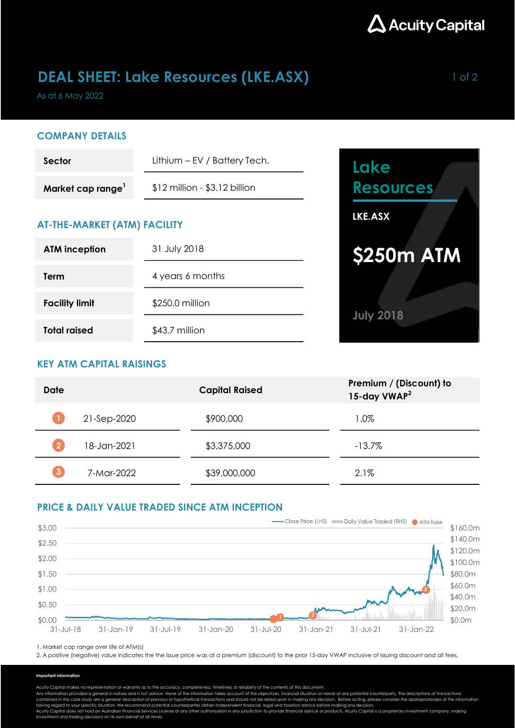# DEAL SHEET: Lake Resources (LKE.ASX)

As at 6 May 2022

## COMPANY DETAILS

| | |
|---|---|
| **Sector** | Lithium – EV / Battery Tech. |
| **Market cap range**[1] | $12 million - $3.12 billion |

## AT-THE-MARKET (ATM) FACILITY

| | |
|---|---|
| **ATM inception** | 31 July 2018 |
| **Term** | 4 years 6 months |
| **Facility limit** | $250.0 million |
| **Total raised** | $43.7 million |

**Lake Resources**

**LKE.ASX**

**$250m ATM**

**July 2018**

## KEY ATM CAPITAL RAISINGS

| | Date | Capital Raised | Premium / (Discount) to 15-day VWAP[2] |
|---|---|---|---|
| 1 | 21-Sep-2020 | $900,000 | 1.0% |
| 2 | 18-Jan-2021 | $3,375,000 | -13.7% |
| 3 | 7-Mar-2022 | $39,000,000 | 2.1% |

## PRICE & DAILY VALUE TRADED SINCE ATM INCEPTION

Close Price (LHS)
Daily Value Traded (RHS)
ATM Raise

$3.00
$2.50
$2.00
$1.50
$1.00
$0.50
$0.00

$160.0m
$140.0m
$120.0m
$100.0m
$80.0m
$60.0m
$40.0m
$20.0m
$0.0m

31-Jul-18
31-Jan-19
31-Jul-19
31-Jan-20
31-Jul-20
31-Jan-21
31-Jul-21
31-Jan-22

1
2
3

1. Market cap range over life of ATM(s)

2. A positive (negative) value indicates the the issue price was at a premium (discount) to the prior 15-day VWAP inclusive of issuing discount and all fees.

**Important information**

Acuity Capital makes no representation or warranty as to the accuracy, completeness, timeliness or reliability of the contents of this document.
Any information provided is general in nature and is not advice. None of the information takes account of the objectives, financial situation or needs of any potential counterparty. The descriptions of transactions contained in this case study are a general description of previous or hypothetical transactions and should not be relied upon in making any decision. Before acting, please consider the appropriateness of the information having regard to your specific situation. We recommend potential counterparties obtain independent financial, legal and taxation advice before making any decision.
Acuity Capital does not hold an Australian Financial Services License or any other authorisation in any jurisdiction to provide financial advice or products. Acuity Capital is a proprietary investment company, making investment and trading decisions on its own behalf at all times.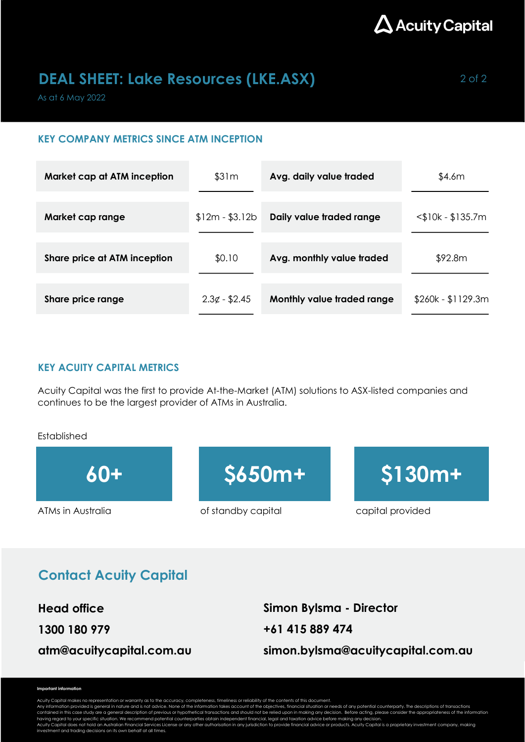# DEAL SHEET: Lake Resources (LKE.ASX)

As at 6 May 2022

## KEY COMPANY METRICS SINCE ATM INCEPTION

| | | | |
|---|---|---|---|
| **Market cap at ATM inception** | $31m | **Avg. daily value traded** | $4.6m |
| **Market cap range** | $12m - $3.12b | **Daily value traded range** | <$10k - $135.7m |
| **Share price at ATM inception** | $0.10 | **Avg. monthly value traded** | $92.8m |
| **Share price range** | 2.3¢ - $2.45 | **Monthly value traded range** | $260k - $1129.3m |

## KEY ACUITY CAPITAL METRICS

Acuity Capital was the first to provide At-the-Market (ATM) solutions to ASX-listed companies and continues to be the largest provider of ATMs in Australia.

Established

**60+**
ATMs in Australia

**$650m+**
of standby capital

**$130m+**
capital provided

## Contact Acuity Capital

**Head office**
**1300 180 979**
**atm@acuitycapital.com.au**

**Simon Bylsma - Director**
**+61 415 889 474**
**simon.bylsma@acuitycapital.com.au**

**Important information**

Acuity Capital makes no representation or warranty as to the accuracy, completeness, timeliness or reliability of the contents of this document.
Any information provided is general in nature and is not advice. None of the information takes account of the objectives, financial situation or needs of any potential counterparty. The descriptions of transactions contained in this case study are a general description of previous or hypothetical transactions and should not be relied upon in making any decision. Before acting, please consider the appropriateness of the information having regard to your specific situation. We recommend potential counterparties obtain independent financial, legal and taxation advice before making any decision.
Acuity Capital does not hold an Australian Financial Services License or any other authorisation in any jurisdiction to provide financial advice or products. Acuity Capital is a proprietary investment company, making investment and trading decisions on its own behalf at all times.